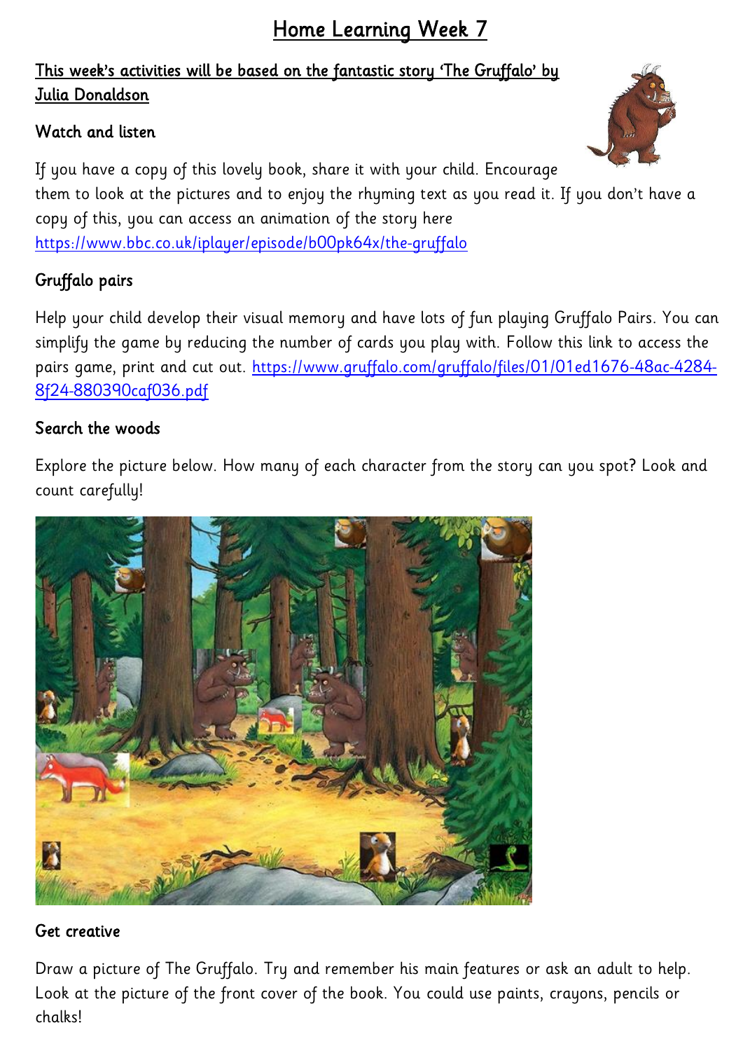# Home Learning Week 7

## This week's activities will be based on the fantastic story 'The Gruffalo' by Julia Donaldson

### Watch and listen

If you have a copy of this lovely book, share it with your child. Encourage them to look at the pictures and to enjoy the rhyming text as you read it. If you don't have a copy of this, you can access an animation of the story here https://www.bbc.co.uk/iplayer/episode/b00pk64x/the-gruffalo

### Gruffalo pairs

Help your child develop their visual memory and have lots of fun playing Gruffalo Pairs. You can simplify the game by reducing the number of cards you play with. Follow this link to access the pairs game, print and cut out. https://www.gruffalo.com/gruffalo/files/01/01ed1676-48ac-4284-8f24-880390caf036.pdf

### Search the woods

Explore the picture below. How many of each character from the story can you spot? Look and count carefully!

### Get creative

Draw a picture of The Gruffalo. Try and remember his main features or ask an adult to help. Look at the picture of the front cover of the book. You could use paints, crayons, pencils or chalks!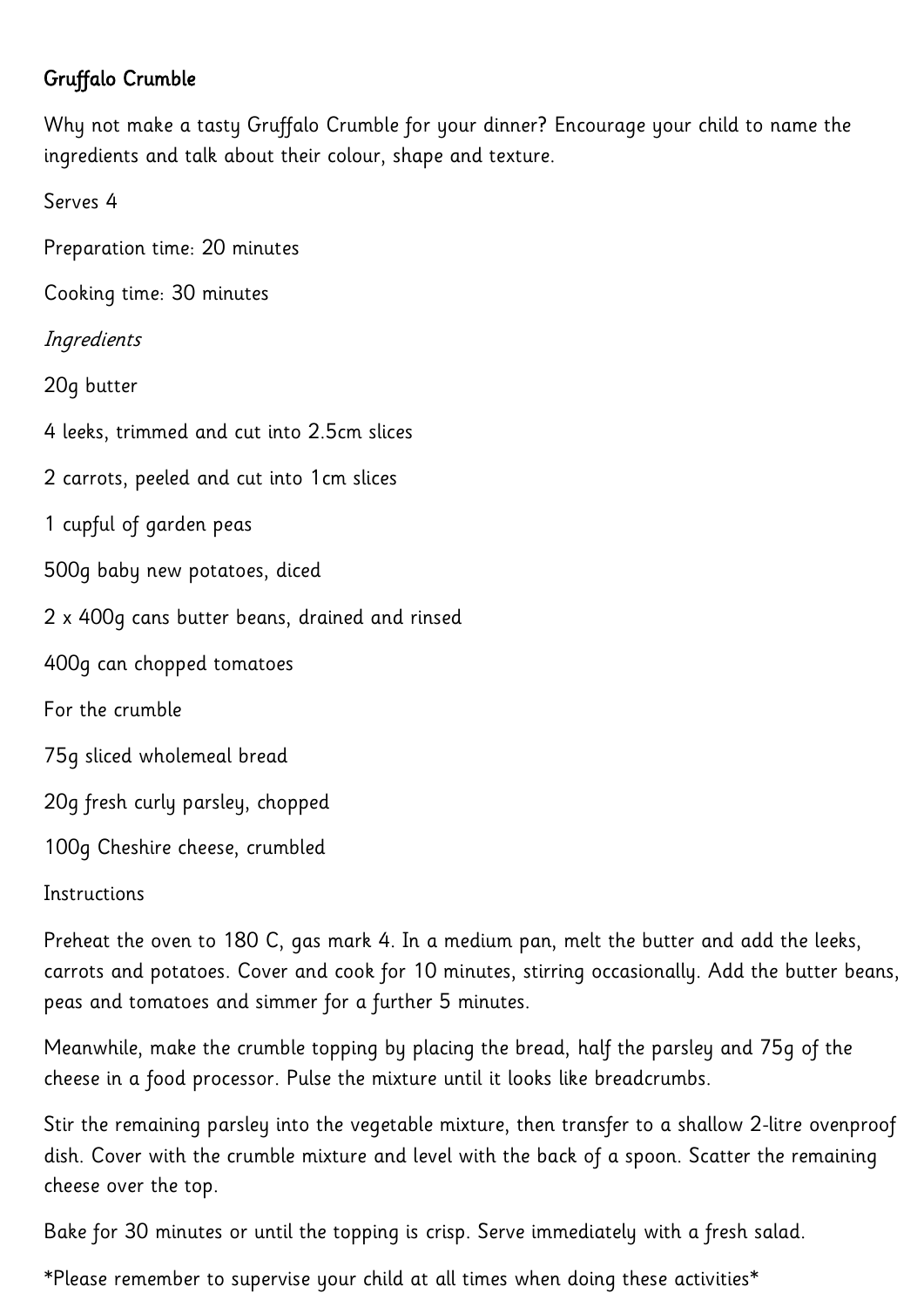## Gruffalo Crumble

Why not make a tasty Gruffalo Crumble for your dinner? Encourage your child to name the ingredients and talk about their colour, shape and texture.

Serves 4

Preparation time: 20 minutes

Cooking time: 30 minutes

*Ingredients*

20g butter

4 leeks, trimmed and cut into 2.5cm slices

2 carrots, peeled and cut into 1cm slices

1 cupful of garden peas

500g baby new potatoes, diced

2 x 400g cans butter beans, drained and rinsed

400g can chopped tomatoes

For the crumble

75g sliced wholemeal bread

20g fresh curly parsley, chopped

100g Cheshire cheese, crumbled

Instructions

Preheat the oven to 180 C, gas mark 4. In a medium pan, melt the butter and add the leeks, carrots and potatoes. Cover and cook for 10 minutes, stirring occasionally. Add the butter beans, peas and tomatoes and simmer for a further 5 minutes.

Meanwhile, make the crumble topping by placing the bread, half the parsley and 75g of the cheese in a food processor. Pulse the mixture until it looks like breadcrumbs.

Stir the remaining parsley into the vegetable mixture, then transfer to a shallow 2-litre ovenproof dish. Cover with the crumble mixture and level with the back of a spoon. Scatter the remaining cheese over the top.

Bake for 30 minutes or until the topping is crisp. Serve immediately with a fresh salad.

*Please remember to supervise your child at all times when doing these activities*